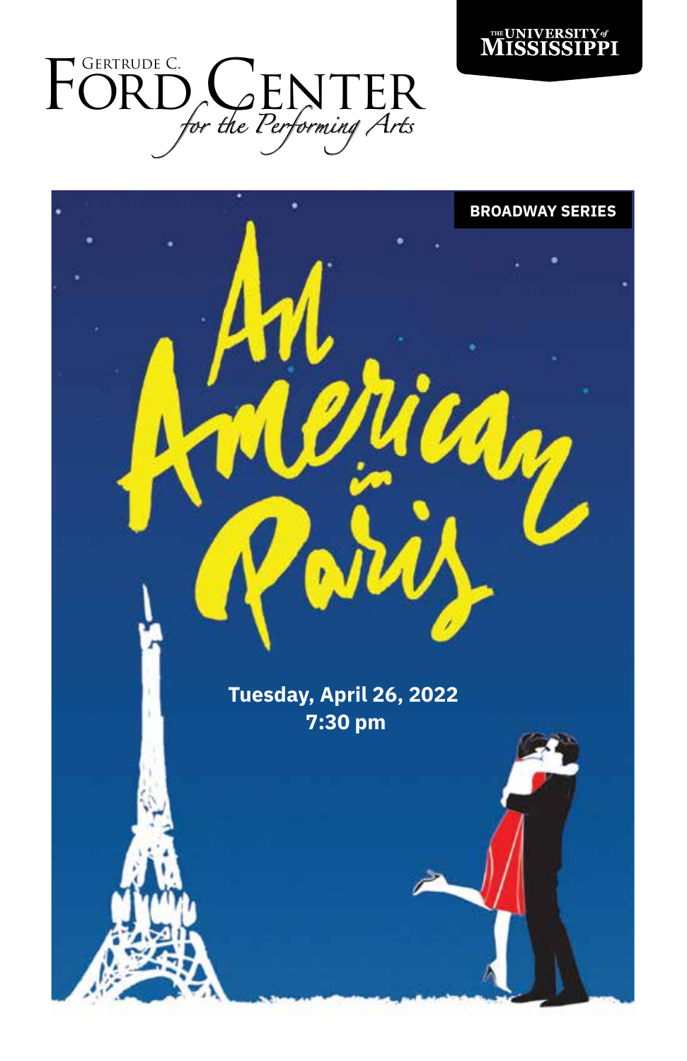The University of Mississippi

Gertrude C. Ford Center for the Performing Arts

**BROADWAY SERIES**

# An American in Paris

**Tuesday, April 26, 2022**
**7:30 pm**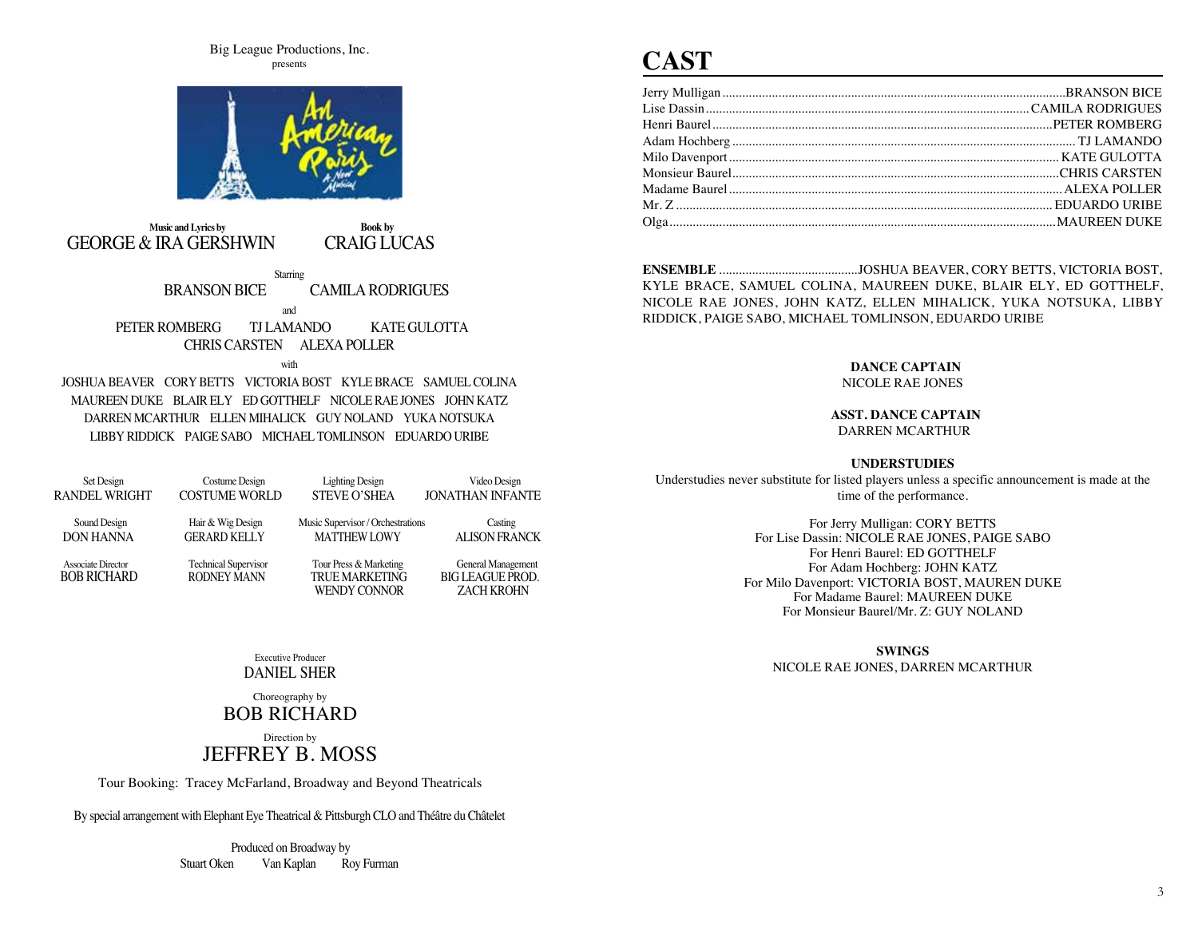Big League Productions, Inc.
presents

# An American in Paris
A New Musical

Music and Lyrics by
GEORGE & IRA GERSHWIN

Book by
CRAIG LUCAS

Starring
BRANSON BICE  CAMILA RODRIGUES

and
PETER ROMBERG  TJ LAMANDO  KATE GULOTTA
CHRIS CARSTEN  ALEXA POLLER

with
JOSHUA BEAVER  CORY BETTS  VICTORIA BOST  KYLE BRACE  SAMUEL COLINA
MAUREEN DUKE  BLAIR ELY  ED GOTTHELF  NICOLE RAE JONES  JOHN KATZ
DARREN MCARTHUR  ELLEN MIHALICK  GUY NOLAND  YUKA NOTSUKA
LIBBY RIDDICK  PAIGE SABO  MICHAEL TOMLINSON  EDUARDO URIBE

| Set Design | Costume Design | Lighting Design | Video Design |
|---|---|---|---|
| RANDEL WRIGHT | COSTUME WORLD | STEVE O'SHEA | JONATHAN INFANTE |
| **Sound Design** | **Hair & Wig Design** | **Music Supervisor / Orchestrations** | **Casting** |
| DON HANNA | GERARD KELLY | MATTHEW LOWY | ALISON FRANCK |
| **Associate Director** | **Technical Supervisor** | **Tour Press & Marketing** | **General Management** |
| BOB RICHARD | RODNEY MANN | TRUE MARKETING WENDY CONNOR | BIG LEAGUE PROD. ZACH KROHN |

Executive Producer
DANIEL SHER

Choreography by
BOB RICHARD

Direction by
JEFFREY B. MOSS

Tour Booking: Tracey McFarland, Broadway and Beyond Theatricals

By special arrangement with Elephant Eye Theatrical & Pittsburgh CLO and Théâtre du Châtelet

Produced on Broadway by
Stuart Oken  Van Kaplan  Roy Furman

# CAST

Jerry Mulligan .......... BRANSON BICE
Lise Dassin .......... CAMILA RODRIGUES
Henri Baurel .......... PETER ROMBERG
Adam Hochberg .......... TJ LAMANDO
Milo Davenport .......... KATE GULOTTA
Monsieur Baurel .......... CHRIS CARSTEN
Madame Baurel .......... ALEXA POLLER
Mr. Z .......... EDUARDO URIBE
Olga .......... MAUREEN DUKE

**ENSEMBLE** .......... JOSHUA BEAVER, CORY BETTS, VICTORIA BOST, KYLE BRACE, SAMUEL COLINA, MAUREEN DUKE, BLAIR ELY, ED GOTTHELF, NICOLE RAE JONES, JOHN KATZ, ELLEN MIHALICK, YUKA NOTSUKA, LIBBY RIDDICK, PAIGE SABO, MICHAEL TOMLINSON, EDUARDO URIBE

**DANCE CAPTAIN**
NICOLE RAE JONES

**ASST. DANCE CAPTAIN**
DARREN MCARTHUR

**UNDERSTUDIES**
Understudies never substitute for listed players unless a specific announcement is made at the time of the performance.

For Jerry Mulligan: CORY BETTS
For Lise Dassin: NICOLE RAE JONES, PAIGE SABO
For Henri Baurel: ED GOTTHELF
For Adam Hochberg: JOHN KATZ
For Milo Davenport: VICTORIA BOST, MAUREN DUKE
For Madame Baurel: MAUREEN DUKE
For Monsieur Baurel/Mr. Z: GUY NOLAND

**SWINGS**
NICOLE RAE JONES, DARREN MCARTHUR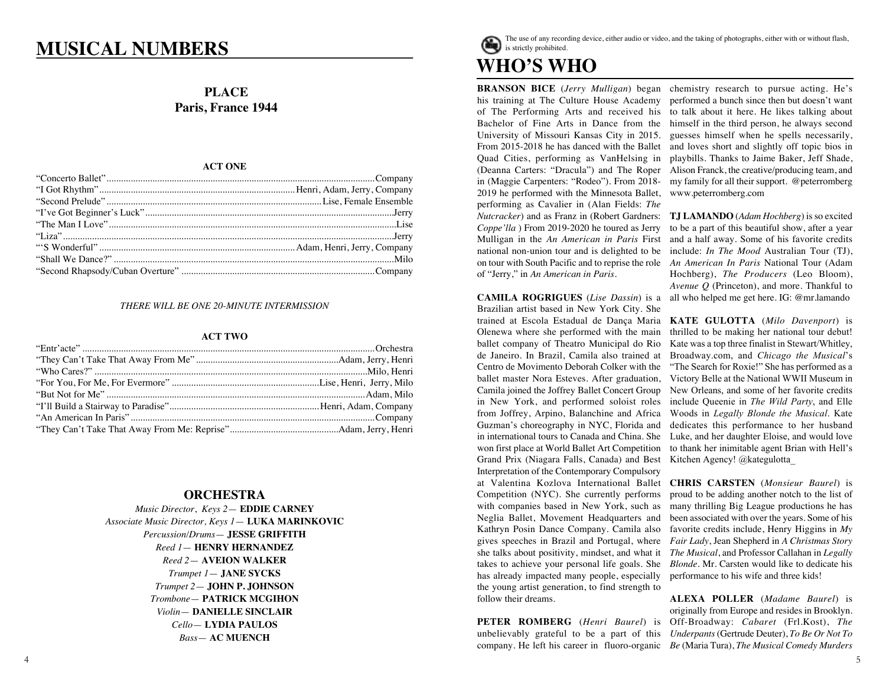# MUSICAL NUMBERS

**PLACE**
**Paris, France 1944**

### ACT ONE

| Song | Performers |
|---|---|
| "Concerto Ballet" | Company |
| "I Got Rhythm" | Henri, Adam, Jerry, Company |
| "Second Prelude" | Lise, Female Ensemble |
| "I've Got Beginner's Luck" | Jerry |
| "The Man I Love" | Lise |
| "Liza" | Jerry |
| "'S Wonderful" | Adam, Henri, Jerry, Company |
| "Shall We Dance?" | Milo |
| "Second Rhapsody/Cuban Overture" | Company |

*THERE WILL BE ONE 20-MINUTE INTERMISSION*

### ACT TWO

| Song | Performers |
|---|---|
| "Entr'acte" | Orchestra |
| "They Can't Take That Away From Me" | Adam, Jerry, Henri |
| "Who Cares?" | Milo, Henri |
| "For You, For Me, For Evermore" | Lise, Henri, Jerry, Milo |
| "But Not for Me" | Adam, Milo |
| "I'll Build a Stairway to Paradise" | Henri, Adam, Company |
| "An American In Paris" | Company |
| "They Can't Take That Away From Me: Reprise" | Adam, Jerry, Henri |

## ORCHESTRA

*Music Director, Keys 2*— **EDDIE CARNEY**
*Associate Music Director, Keys 1*— **LUKA MARINKOVIC**
*Percussion/Drums*— **JESSE GRIFFITH**
*Reed 1*— **HENRY HERNANDEZ**
*Reed 2*— **AVEION WALKER**
*Trumpet 1*— **JANE SYCKS**
*Trumpet 2*— **JOHN P. JOHNSON**
*Trombone*— **PATRICK MCGIHON**
*Violin*— **DANIELLE SINCLAIR**
*Cello*— **LYDIA PAULOS**
*Bass*— **AC MUENCH**

The use of any recording device, either audio or video, and the taking of photographs, either with or without flash, is strictly prohibited.

# WHO'S WHO

**BRANSON BICE** (*Jerry Mulligan*) began his training at The Culture House Academy of The Performing Arts and received his Bachelor of Fine Arts in Dance from the University of Missouri Kansas City in 2015. From 2015-2018 he has danced with the Ballet Quad Cities, performing as VanHelsing in (Deanna Carters: "Dracula") and The Roper in (Maggie Carpenters: "Rodeo"). From 2018-2019 he performed with the Minnesota Ballet, performing as Cavalier in (Alan Fields: *The Nutcracker*) and as Franz in (Robert Gardners: *Coppe'lla* ) From 2019-2020 he toured as Jerry Mulligan in the *An American in Paris* First national non-union tour and is delighted to be on tour with South Pacific and to reprise the role of "Jerry," in *An American in Paris*.

**CAMILA ROGRIGUES** (*Lise Dassin*) is a Brazilian artist based in New York City. She trained at Escola Estadual de Dança Maria Olenewa where she performed with the main ballet company of Theatro Municipal do Rio de Janeiro. In Brazil, Camila also trained at Centro de Movimento Deborah Colker with the ballet master Nora Esteves. After graduation, Camila joined the Joffrey Ballet Concert Group in New York, and performed soloist roles from Joffrey, Arpino, Balanchine and Africa Guzman's choreography in NYC, Florida and in international tours to Canada and China. She won first place at World Ballet Art Competition Grand Prix (Niagara Falls, Canada) and Best Interpretation of the Contemporary Compulsory at Valentina Kozlova International Ballet Competition (NYC). She currently performs with companies based in New York, such as Neglia Ballet, Movement Headquarters and Kathryn Posin Dance Company. Camila also gives speeches in Brazil and Portugal, where she talks about positivity, mindset, and what it takes to achieve your personal life goals. She has already impacted many people, especially the young artist generation, to find strength to follow their dreams.

**PETER ROMBERG** (*Henri Baurel*) is unbelievably grateful to be a part of this company. He left his career in fluoro-organic chemistry research to pursue acting. He's performed a bunch since then but doesn't want to talk about it here. He likes talking about himself in the third person, he always second guesses himself when he spells necessarily, and loves short and slightly off topic bios in playbills. Thanks to Jaime Baker, Jeff Shade, Alison Franck, the creative/producing team, and my family for all their support. @peterromberg www.peterromberg.com

**TJ LAMANDO** (*Adam Hochberg*) is so excited to be a part of this beautiful show, after a year and a half away. Some of his favorite credits include: *In The Mood* Australian Tour (TJ), *An American In Paris* National Tour (Adam Hochberg), *The Producers* (Leo Bloom), *Avenue Q* (Princeton), and more. Thankful to all who helped me get here. IG: @mr.lamando

**KATE GULOTTA** (*Milo Davenport*) is thrilled to be making her national tour debut! Kate was a top three finalist in Stewart/Whitley, Broadway.com, and *Chicago the Musical*'s "The Search for Roxie!" She has performed as a Victory Belle at the National WWII Museum in New Orleans, and some of her favorite credits include Queenie in *The Wild Party*, and Elle Woods in *Legally Blonde the Musical*. Kate dedicates this performance to her husband Luke, and her daughter Eloise, and would love to thank her inimitable agent Brian with Hell's Kitchen Agency! @kategulotta_

**CHRIS CARSTEN** (*Monsieur Baurel*) is proud to be adding another notch to the list of many thrilling Big League productions he has been associated with over the years. Some of his favorite credits include, Henry Higgins in *My Fair Lady*, Jean Shepherd in *A Christmas Story The Musical*, and Professor Callahan in *Legally Blonde*. Mr. Carsten would like to dedicate his performance to his wife and three kids!

**ALEXA POLLER** (*Madame Baurel*) is originally from Europe and resides in Brooklyn. Off-Broadway: *Cabaret* (Frl.Kost), *The Underpants* (Gertrude Deuter), *To Be Or Not To Be* (Maria Tura), *The Musical Comedy Murders*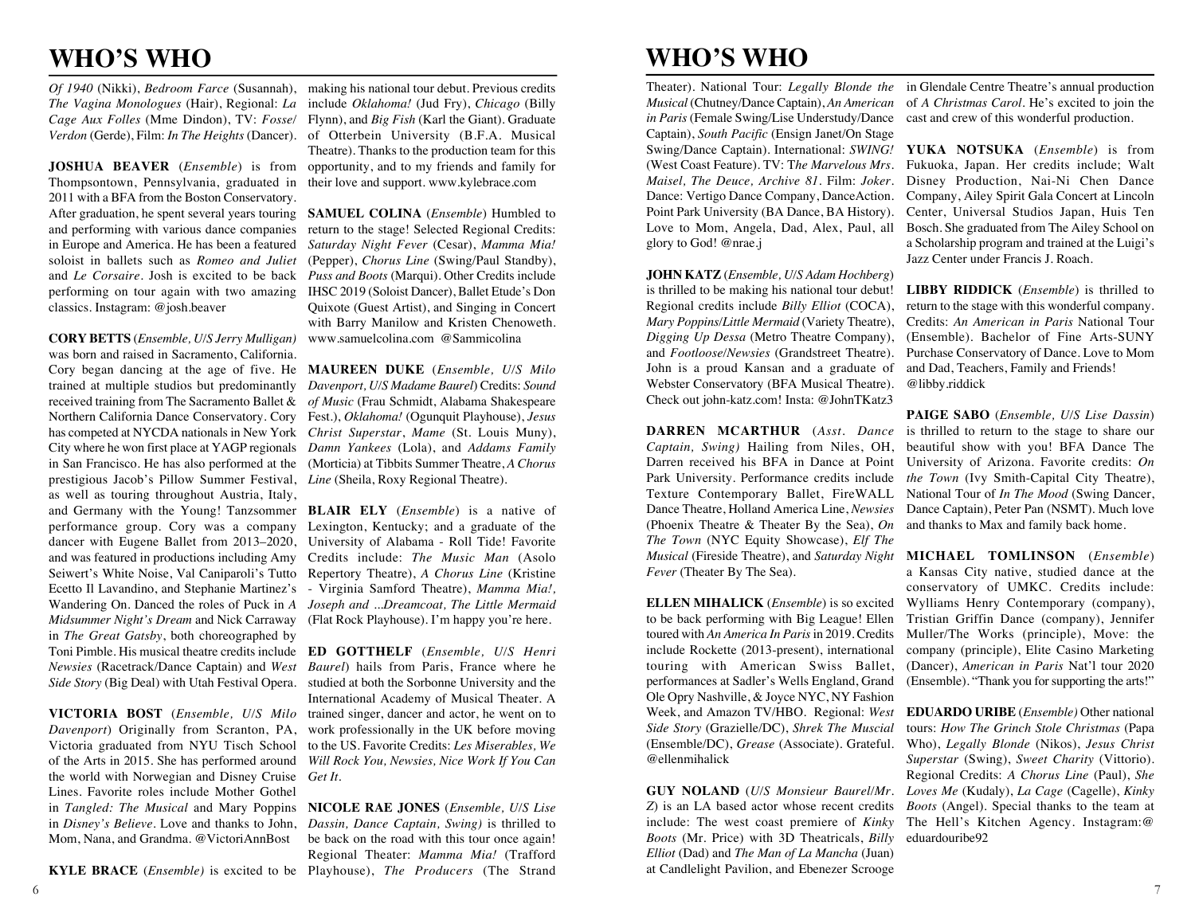# WHO'S WHO

*Of 1940* (Nikki), *Bedroom Farce* (Susannah), *The Vagina Monologues* (Hair), Regional: *La Cage Aux Folles* (Mme Dindon), TV: *Fosse/Verdon* (Gerde), Film: *In The Heights* (Dancer).

**JOSHUA BEAVER** (*Ensemble*) is from Thompsontown, Pennsylvania, graduated in 2011 with a BFA from the Boston Conservatory. After graduation, he spent several years touring and performing with various dance companies in Europe and America. He has been a featured soloist in ballets such as *Romeo and Juliet* and *Le Corsaire*. Josh is excited to be back performing on tour again with two amazing classics. Instagram: @josh.beaver

**CORY BETTS** (*Ensemble, U/S Jerry Mulligan)* was born and raised in Sacramento, California. Cory began dancing at the age of five. He trained at multiple studios but predominantly received training from The Sacramento Ballet & Northern California Dance Conservatory. Cory has competed at NYCDA nationals in New York City where he won first place at YAGP regionals in San Francisco. He has also performed at the prestigious Jacob's Pillow Summer Festival, as well as touring throughout Austria, Italy, and Germany with the Young! Tanzsommer performance group. Cory was a company dancer with Eugene Ballet from 2013–2020, and was featured in productions including Amy Seiwert's White Noise, Val Caniparoli's Tutto Ecetto Il Lavandino, and Stephanie Martinez's Wandering On. Danced the roles of Puck in *A Midsummer Night's Dream* and Nick Carraway in *The Great Gatsby*, both choreographed by Toni Pimble. His musical theatre credits include *Newsies* (Racetrack/Dance Captain) and *West Side Story* (Big Deal) with Utah Festival Opera.

**VICTORIA BOST** (*Ensemble, U/S Milo Davenport*) Originally from Scranton, PA, Victoria graduated from NYU Tisch School of the Arts in 2015. She has performed around the world with Norwegian and Disney Cruise Lines. Favorite roles include Mother Gothel in *Tangled: The Musical* and Mary Poppins in *Disney's Believe*. Love and thanks to John, Mom, Nana, and Grandma. @VictoriAnnBost

**KYLE BRACE** (*Ensemble)* is excited to be making his national tour debut. Previous credits include *Oklahoma!* (Jud Fry), *Chicago* (Billy Flynn), and *Big Fish* (Karl the Giant). Graduate of Otterbein University (B.F.A. Musical Theatre). Thanks to the production team for this opportunity, and to my friends and family for their love and support. www.kylebrace.com

**SAMUEL COLINA** (*Ensemble*) Humbled to return to the stage! Selected Regional Credits: *Saturday Night Fever* (Cesar), *Mamma Mia!* (Pepper), *Chorus Line* (Swing/Paul Standby), *Puss and Boots* (Marqui). Other Credits include IHSC 2019 (Soloist Dancer), Ballet Etude's Don Quixote (Guest Artist), and Singing in Concert with Barry Manilow and Kristen Chenoweth. www.samuelcolina.com @Sammicolina

**MAUREEN DUKE** (*Ensemble, U/S Milo Davenport, U/S Madame Baurel*) Credits: *Sound of Music* (Frau Schmidt, Alabama Shakespeare Fest.), *Oklahoma!* (Ogunquit Playhouse), *Jesus Christ Superstar*, *Mame* (St. Louis Muny), *Damn Yankees* (Lola), and *Addams Family* (Morticia) at Tibbits Summer Theatre, *A Chorus Line* (Sheila, Roxy Regional Theatre).

**BLAIR ELY** (*Ensemble*) is a native of Lexington, Kentucky; and a graduate of the University of Alabama - Roll Tide! Favorite Credits include: *The Music Man* (Asolo Repertory Theatre), *A Chorus Line* (Kristine - Virginia Samford Theatre), *Mamma Mia!, Joseph and ...Dreamcoat, The Little Mermaid* (Flat Rock Playhouse). I'm happy you're here.

**ED GOTTHELF** (*Ensemble, U/S Henri Baurel*) hails from Paris, France where he studied at both the Sorbonne University and the International Academy of Musical Theater. A trained singer, dancer and actor, he went on to work professionally in the UK before moving to the US. Favorite Credits: *Les Miserables, We Will Rock You, Newsies, Nice Work If You Can Get It.*

**NICOLE RAE JONES** (*Ensemble, U/S Lise Dassin, Dance Captain, Swing)* is thrilled to be back on the road with this tour once again! Regional Theater: *Mamma Mia!* (Trafford Playhouse), *The Producers* (The Strand Theater). National Tour: *Legally Blonde the Musical* (Chutney/Dance Captain), *An American in Paris* (Female Swing/Lise Understudy/Dance Captain), *South Pacific* (Ensign Janet/On Stage Swing/Dance Captain). International: *SWING!* (West Coast Feature). TV: T*he Marvelous Mrs. Maisel, The Deuce, Archive 81*. Film: *Joker*. Dance: Vertigo Dance Company, DanceAction. Point Park University (BA Dance, BA History). Love to Mom, Angela, Dad, Alex, Paul, all glory to God! @nrae.j

**JOHN KATZ** (*Ensemble, U/S Adam Hochberg*) is thrilled to be making his national tour debut! Regional credits include *Billy Elliot* (COCA), *Mary Poppins*/*Little Mermaid* (Variety Theatre), *Digging Up Dessa* (Metro Theatre Company), and *Footloose*/*Newsies* (Grandstreet Theatre). John is a proud Kansan and a graduate of Webster Conservatory (BFA Musical Theatre). Check out john-katz.com! Insta: @JohnTKatz3

**DARREN MCARTHUR** (*Asst. Dance Captain, Swing)* Hailing from Niles, OH, Darren received his BFA in Dance at Point Park University. Performance credits include Texture Contemporary Ballet, FireWALL Dance Theatre, Holland America Line, *Newsies* (Phoenix Theatre & Theater By the Sea), *On The Town* (NYC Equity Showcase), *Elf The Musical* (Fireside Theatre), and *Saturday Night Fever* (Theater By The Sea).

**ELLEN MIHALICK** (*Ensemble*) is so excited to be back performing with Big League! Ellen toured with *An America In Paris* in 2019. Credits include Rockette (2013-present), international touring with American Swiss Ballet, performances at Sadler's Wells England, Grand Ole Opry Nashville, & Joyce NYC, NY Fashion Week, and Amazon TV/HBO. Regional: *West Side Story* (Grazielle/DC), *Shrek The Muscial* (Ensemble/DC), *Grease* (Associate). Grateful. @ellenmihalick

**GUY NOLAND** (*U/S Monsieur Baurel/Mr. Z*) is an LA based actor whose recent credits include: The west coast premiere of *Kinky Boots* (Mr. Price) with 3D Theatricals, *Billy Elliot* (Dad) and *The Man of La Mancha* (Juan) at Candlelight Pavilion, and Ebenezer Scrooge in Glendale Centre Theatre's annual production of *A Christmas Carol*. He's excited to join the cast and crew of this wonderful production.

**YUKA NOTSUKA** (*Ensemble*) is from Fukuoka, Japan. Her credits include; Walt Disney Production, Nai-Ni Chen Dance Company, Ailey Spirit Gala Concert at Lincoln Center, Universal Studios Japan, Huis Ten Bosch. She graduated from The Ailey School on a Scholarship program and trained at the Luigi's Jazz Center under Francis J. Roach.

**LIBBY RIDDICK** (*Ensemble*) is thrilled to return to the stage with this wonderful company. Credits: *An American in Paris* National Tour (Ensemble). Bachelor of Fine Arts-SUNY Purchase Conservatory of Dance. Love to Mom and Dad, Teachers, Family and Friends! @libby.riddick

**PAIGE SABO** (*Ensemble, U/S Lise Dassin*) is thrilled to return to the stage to share our beautiful show with you! BFA Dance The University of Arizona. Favorite credits: *On the Town* (Ivy Smith-Capital City Theatre), National Tour of *In The Mood* (Swing Dancer, Dance Captain), Peter Pan (NSMT). Much love and thanks to Max and family back home.

**MICHAEL TOMLINSON** (*Ensemble*) a Kansas City native, studied dance at the conservatory of UMKC. Credits include: Wylliams Henry Contemporary (company), Tristian Griffin Dance (company), Jennifer Muller/The Works (principle), Move: the company (principle), Elite Casino Marketing (Dancer), *American in Paris* Nat'l tour 2020 (Ensemble). "Thank you for supporting the arts!"

**EDUARDO URIBE** (*Ensemble)* Other national tours: *How The Grinch Stole Christmas* (Papa Who), *Legally Blonde* (Nikos), *Jesus Christ Superstar* (Swing), *Sweet Charity* (Vittorio). Regional Credits: *A Chorus Line* (Paul), *She Loves Me* (Kudaly), *La Cage* (Cagelle), *Kinky Boots* (Angel). Special thanks to the team at The Hell's Kitchen Agency. Instagram:@ eduardouribe92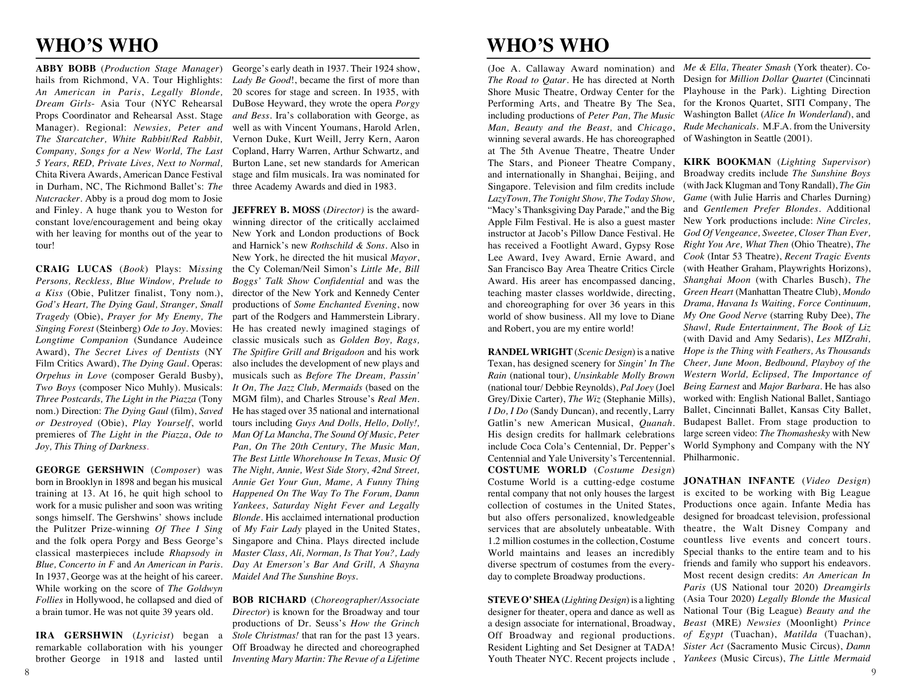# WHO'S WHO

**ABBY BOBB** (*Production Stage Manager*) hails from Richmond, VA. Tour Highlights: *An American in Paris*, *Legally Blonde, Dream Girls*- Asia Tour (NYC Rehearsal Props Coordinator and Rehearsal Asst. Stage Manager). Regional: *Newsies, Peter and The Starcatcher, White Rabbit/Red Rabbit, Company, Songs for a New World, The Last 5 Years, RED, Private Lives, Next to Normal,* Chita Rivera Awards, American Dance Festival in Durham, NC, The Richmond Ballet's: *The Nutcracker*. Abby is a proud dog mom to Josie and Finley. A huge thank you to Weston for constant love/encouragement and being okay with her leaving for months out of the year to tour!

**CRAIG LUCAS** (*Book*) Plays: M*issing Persons, Reckless, Blue Window, Prelude to a Kiss* (Obie, Pulitzer finalist, Tony nom.), *God's Heart, The Dying Gaul, Stranger, Small Tragedy* (Obie), *Prayer for My Enemy, The Singing Forest* (Steinberg) *Ode to Joy*. Movies: *Longtime Companion* (Sundance Audeince Award), *The Secret Lives of Dentists* (NY Film Critics Award), *The Dying Gaul*. Operas: *Orpehus in Love* (composer Gerald Busby), *Two Boys* (composer Nico Muhly). Musicals: *Three Postcards, The Light in the Piazza* (Tony nom.) Direction: *The Dying Gaul* (film), *Saved or Destroyed* (Obie), *Play Yourself*, world premieres of *The Light in the Piazza*, *Ode to Joy, This Thing of Darkness*.

**GEORGE GERSHWIN** (*Composer*) was born in Brooklyn in 1898 and began his musical training at 13. At 16, he quit high school to work for a music pulisher and soon was writing songs himself. The Gershwins' shows include the Pulitzer Prize-winning *Of Thee I Sing* and the folk opera Porgy and Bess George's classical masterpieces include *Rhapsody in Blue, Concerto in F* and *An American in Paris*. In 1937, George was at the height of his career. While working on the score of *The Goldwyn Follies* in Hollywood, he collapsed and died of a brain tumor. He was not quite 39 years old.

**IRA GERSHWIN** (*Lyricist*) began a remarkable collaboration with his younger brother George in 1918 and lasted until George's early death in 1937. Their 1924 show, *Lady Be Good*!, became the first of more than 20 scores for stage and screen. In 1935, with DuBose Heyward, they wrote the opera *Porgy and Bess*. Ira's collaboration with George, as well as with Vincent Youmans, Harold Arlen, Vernon Duke, Kurt Weill, Jerry Kern, Aaron Copland, Harry Warren, Arthur Schwartz, and Burton Lane, set new standards for American stage and film musicals. Ira was nominated for three Academy Awards and died in 1983.

**JEFFREY B. MOSS** (*Director)* is the award-winning director of the critically acclaimed New York and London productions of Bock and Harnick's new *Rothschild & Sons*. Also in New York, he directed the hit musical *Mayor*, the Cy Coleman/Neil Simon's *Little Me, Bill Boggs' Talk Show Confidential* and was the director of the New York and Kennedy Center productions of *Some Enchanted Evening*, now part of the Rodgers and Hammerstein Library. He has created newly imagined stagings of classic musicals such as *Golden Boy, Rags, The Spitfire Grill and Brigadoon* and his work also includes the development of new plays and musicals such as *Before The Dream, Passin' It On, The Jazz Club, Mermaids* (based on the MGM film), and Charles Strouse's *Real Men*. He has staged over 35 national and international tours including *Guys And Dolls, Hello, Dolly!, Man Of La Mancha, The Sound Of Music, Peter Pan, On The 20th Century, The Music Man, The Best Little Whorehouse In Texas, Music Of The Night, Annie, West Side Story, 42nd Street, Annie Get Your Gun, Mame, A Funny Thing Happened On The Way To The Forum, Damn Yankees, Saturday Night Fever and Legally Blonde*. His acclaimed international production of *My Fair Lady* played in the United States, Singapore and China. Plays directed include *Master Class, Ali, Norman, Is That You?, Lady Day At Emerson's Bar And Grill, A Shayna Maidel And The Sunshine Boys*.

**BOB RICHARD** (*Choreographer/Associate Director*) is known for the Broadway and tour productions of Dr. Seuss's *How the Grinch Stole Christmas!* that ran for the past 13 years. Off Broadway he directed and choreographed *Inventing Mary Martin: The Revue of a Lifetime* (Joe A. Callaway Award nomination) and *The Road to Qatar*. He has directed at North Shore Music Theatre, Ordway Center for the Performing Arts, and Theatre By The Sea, including productions of *Peter Pan, The Music Man, Beauty and the Beast,* and *Chicago*, winning several awards. He has choreographed at The 5th Avenue Theatre, Theatre Under The Stars, and Pioneer Theatre Company, and internationally in Shanghai, Beijing, and Singapore. Television and film credits include *LazyTown, The Tonight Show, The Today Show,* "Macy's Thanksgiving Day Parade," and the Big Apple Film Festival. He is also a guest master instructor at Jacob's Pillow Dance Festival. He has received a Footlight Award, Gypsy Rose Lee Award, Ivey Award, Ernie Award, and San Francisco Bay Area Theatre Critics Circle Award. His areer has encompassed dancing, teaching master classes worldwide, directing, and choreographing for over 36 years in this world of show business. All my love to Diane and Robert, you are my entire world!

**RANDEL WRIGHT** (*Scenic Design*) is a native Texan, has designed scenery for *Singin' In The Rain* (national tour), *Unsinkable Molly Brown* (national tour/ Debbie Reynolds), *Pal Joey* (Joel Grey/Dixie Carter), *The Wiz* (Stephanie Mills), *I Do, I Do* (Sandy Duncan), and recently, Larry Gatlin's new American Musical, *Quanah*. His design credits for hallmark celebrations include Coca Cola's Centennial, Dr. Pepper's Centennial and Yale University's Tercentennial.

**COSTUME WORLD** (*Costume Design*) Costume World is a cutting-edge costume rental company that not only houses the largest collection of costumes in the United States, but also offers personalized, knowledgeable services that are absolutely unbeatable. With 1.2 million costumes in the collection, Costume World maintains and leases an incredibly diverse spectrum of costumes from the every-day to complete Broadway productions.

**STEVE O'SHEA** (*Lighting Design*) is a lighting designer for theater, opera and dance as well as a design associate for international, Broadway, Off Broadway and regional productions. Resident Lighting and Set Designer at TADA! Youth Theater NYC. Recent projects include , *Me & Ella, Theater Smash* (York theater). Co-Design for *Million Dollar Quartet* (Cincinnati Playhouse in the Park). Lighting Direction for the Kronos Quartet, SITI Company, The Washington Ballet (*Alice In Wonderland*), and *Rude Mechanicals*. M.F.A. from the University of Washington in Seattle (2001).

**KIRK BOOKMAN** (*Lighting Supervisor*) Broadway credits include *The Sunshine Boys* (with Jack Klugman and Tony Randall), *The Gin Game* (with Julie Harris and Charles Durning) and *Gentlemen Prefer Blondes*. Additional New York productions include: *Nine Circles, God Of Vengeance, Sweetee, Closer Than Ever, Right You Are, What Then* (Ohio Theatre), *The Cook* (Intar 53 Theatre), *Recent Tragic Events* (with Heather Graham, Playwrights Horizons), *Shanghai Moon* (with Charles Busch), *The Green Heart* (Manhattan Theatre Club), *Mondo Drama, Havana Is Waiting, Force Continuum, My One Good Nerve* (starring Ruby Dee), *The Shawl, Rude Entertainment, The Book of Liz* (with David and Amy Sedaris), *Les MIZrahi, Hope is the Thing with Feathers, As Thousands Cheer, June Moon, Bedbound, Playboy of the Western World, Eclipsed, The Importance of Being Earnest* and *Major Barbara*. He has also worked with: English National Ballet, Santiago Ballet, Cincinnati Ballet, Kansas City Ballet, Budapest Ballet. From stage production to large screen video: *The Thomashesky* with New World Symphony and Company with the NY Philharmonic.

**JONATHAN INFANTE** (*Video Design*) is excited to be working with Big League Productions once again. Infante Media has designed for broadcast television, professional theatre, the Walt Disney Company and countless live events and concert tours. Special thanks to the entire team and to his friends and family who support his endeavors. Most recent design credits: *An American In Paris* (US National tour 2020) *Dreamgirls* (Asia Tour 2020) *Legally Blonde the Musical* National Tour (Big League) *Beauty and the Beast* (MRE) *Newsies* (Moonlight) *Prince of Egypt* (Tuachan), *Matilda* (Tuachan), *Sister Act* (Sacramento Music Circus), *Damn Yankees* (Music Circus), *The Little Mermaid*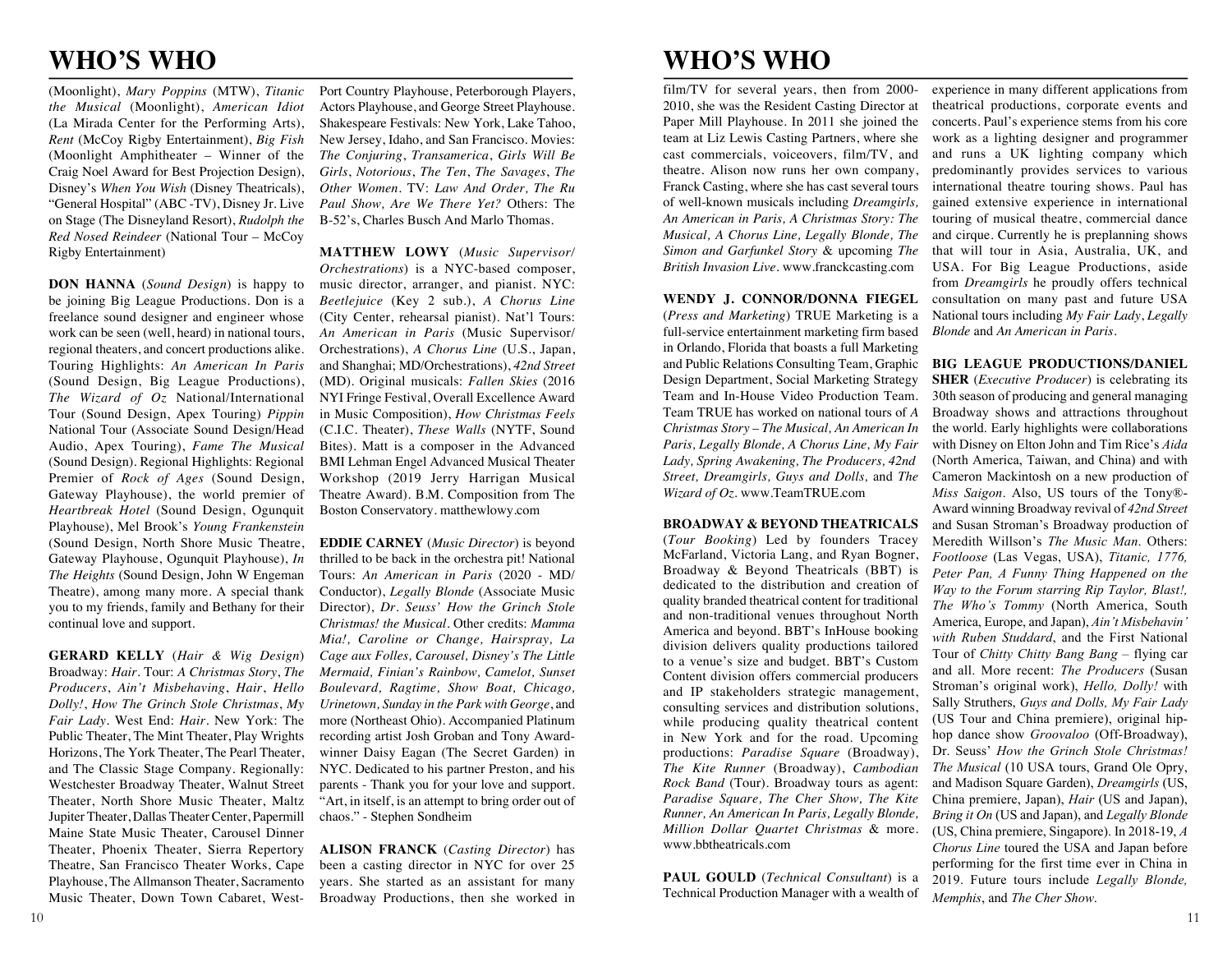# WHO'S WHO

(Moonlight), *Mary Poppins* (MTW), *Titanic the Musical* (Moonlight), *American Idiot* (La Mirada Center for the Performing Arts), *Rent* (McCoy Rigby Entertainment), *Big Fish* (Moonlight Amphitheater – Winner of the Craig Noel Award for Best Projection Design), Disney's *When You Wish* (Disney Theatricals), "General Hospital" (ABC -TV), Disney Jr. Live on Stage (The Disneyland Resort), *Rudolph the Red Nosed Reindeer* (National Tour – McCoy Rigby Entertainment)

**DON HANNA** (*Sound Design*) is happy to be joining Big League Productions. Don is a freelance sound designer and engineer whose work can be seen (well, heard) in national tours, regional theaters, and concert productions alike. Touring Highlights: *An American In Paris* (Sound Design, Big League Productions), *The Wizard of Oz* National/International Tour (Sound Design, Apex Touring) *Pippin* National Tour (Associate Sound Design/Head Audio, Apex Touring), *Fame The Musical* (Sound Design). Regional Highlights: Regional Premier of *Rock of Ages* (Sound Design, Gateway Playhouse), the world premier of *Heartbreak Hotel* (Sound Design, Ogunquit Playhouse), Mel Brook's *Young Frankenstein* (Sound Design, North Shore Music Theatre, Gateway Playhouse, Ogunquit Playhouse), *In The Heights* (Sound Design, John W Engeman Theatre), among many more. A special thank you to my friends, family and Bethany for their continual love and support.

**GERARD KELLY** (*Hair & Wig Design*) Broadway: *Hair*. Tour: *A Christmas Story*, *The Producers*, *Ain't Misbehaving*, *Hair*, *Hello Dolly!*, *How The Grinch Stole Christmas*, *My Fair Lady*. West End: *Hair*. New York: The Public Theater, The Mint Theater, Play Wrights Horizons, The York Theater, The Pearl Theater, and The Classic Stage Company. Regionally: Westchester Broadway Theater, Walnut Street Theater, North Shore Music Theater, Maltz Jupiter Theater, Dallas Theater Center, Papermill Maine State Music Theater, Carousel Dinner Theater, Phoenix Theater, Sierra Repertory Theatre, San Francisco Theater Works, Cape Playhouse, The Allmanson Theater, Sacramento Music Theater, Down Town Cabaret, West-Port Country Playhouse, Peterborough Players, Actors Playhouse, and George Street Playhouse. Shakespeare Festivals: New York, Lake Tahoo, New Jersey, Idaho, and San Francisco. Movies: *The Conjuring*, *Transamerica*, *Girls Will Be Girls*, *Notorious*, *The Ten*, *The Savages*, *The Other Women*. TV: *Law And Order*, *The Ru Paul Show, Are We There Yet?* Others: The B-52's, Charles Busch And Marlo Thomas.

**MATTHEW LOWY** (*Music Supervisor/ Orchestrations*) is a NYC-based composer, music director, arranger, and pianist. NYC: *Beetlejuice* (Key 2 sub.), *A Chorus Line* (City Center, rehearsal pianist). Nat'l Tours: *An American in Paris* (Music Supervisor/ Orchestrations), *A Chorus Line* (U.S., Japan, and Shanghai; MD/Orchestrations), *42nd Street* (MD). Original musicals: *Fallen Skies* (2016 NYI Fringe Festival, Overall Excellence Award in Music Composition), *How Christmas Feels* (C.I.C. Theater), *These Walls* (NYTF, Sound Bites). Matt is a composer in the Advanced BMI Lehman Engel Advanced Musical Theater Workshop (2019 Jerry Harrigan Musical Theatre Award). B.M. Composition from The Boston Conservatory. matthewlowy.com

**EDDIE CARNEY** (*Music Director*) is beyond thrilled to be back in the orchestra pit! National Tours: *An American in Paris* (2020 - MD/ Conductor), *Legally Blonde* (Associate Music Director), *Dr. Seuss' How the Grinch Stole Christmas! the Musical*. Other credits: *Mamma Mia!, Caroline or Change, Hairspray, La Cage aux Folles, Carousel, Disney's The Little Mermaid, Finian's Rainbow, Camelot, Sunset Boulevard, Ragtime, Show Boat, Chicago, Urinetown, Sunday in the Park with George*, and more (Northeast Ohio). Accompanied Platinum recording artist Josh Groban and Tony Award-winner Daisy Eagan (The Secret Garden) in NYC. Dedicated to his partner Preston, and his parents - Thank you for your love and support. "Art, in itself, is an attempt to bring order out of chaos." - Stephen Sondheim

**ALISON FRANCK** (*Casting Director*) has been a casting director in NYC for over 25 years. She started as an assistant for many Broadway Productions, then she worked in film/TV for several years, then from 2000-2010, she was the Resident Casting Director at Paper Mill Playhouse. In 2011 she joined the team at Liz Lewis Casting Partners, where she cast commercials, voiceovers, film/TV, and theatre. Alison now runs her own company, Franck Casting, where she has cast several tours of well-known musicals including *Dreamgirls, An American in Paris, A Christmas Story: The Musical, A Chorus Line, Legally Blonde, The Simon and Garfunkel Story* & upcoming *The British Invasion Live*. www.franckcasting.com

**WENDY J. CONNOR/DONNA FIEGEL** (*Press and Marketing*) TRUE Marketing is a full-service entertainment marketing firm based in Orlando, Florida that boasts a full Marketing and Public Relations Consulting Team, Graphic Design Department, Social Marketing Strategy Team and In-House Video Production Team. Team TRUE has worked on national tours of *A Christmas Story – The Musical, An American In Paris, Legally Blonde, A Chorus Line, My Fair Lady, Spring Awakening, The Producers, 42nd Street, Dreamgirls, Guys and Dolls,* and *The Wizard of Oz*. www.TeamTRUE.com

**BROADWAY & BEYOND THEATRICALS** (*Tour Booking*) Led by founders Tracey McFarland, Victoria Lang, and Ryan Bogner, Broadway & Beyond Theatricals (BBT) is dedicated to the distribution and creation of quality branded theatrical content for traditional and non-traditional venues throughout North America and beyond. BBT's InHouse booking division delivers quality productions tailored to a venue's size and budget. BBT's Custom Content division offers commercial producers and IP stakeholders strategic management, consulting services and distribution solutions, while producing quality theatrical content in New York and for the road. Upcoming productions: *Paradise Square* (Broadway), *The Kite Runner* (Broadway), *Cambodian Rock Band* (Tour). Broadway tours as agent: *Paradise Square, The Cher Show, The Kite Runner, An American In Paris, Legally Blonde, Million Dollar Quartet Christmas* & more. www.bbtheatricals.com

**PAUL GOULD** (*Technical Consultant*) is a Technical Production Manager with a wealth of experience in many different applications from theatrical productions, corporate events and concerts. Paul's experience stems from his core work as a lighting designer and programmer and runs a UK lighting company which predominantly provides services to various international theatre touring shows. Paul has gained extensive experience in international touring of musical theatre, commercial dance and cirque. Currently he is preplanning shows that will tour in Asia, Australia, UK, and USA. For Big League Productions, aside from *Dreamgirls* he proudly offers technical consultation on many past and future USA National tours including *My Fair Lady*, *Legally Blonde* and *An American in Paris*.

**BIG LEAGUE PRODUCTIONS/DANIEL SHER** (*Executive Producer*) is celebrating its 30th season of producing and general managing Broadway shows and attractions throughout the world. Early highlights were collaborations with Disney on Elton John and Tim Rice's *Aida* (North America, Taiwan, and China) and with Cameron Mackintosh on a new production of *Miss Saigon*. Also, US tours of the Tony®-Award winning Broadway revival of *42nd Street* and Susan Stroman's Broadway production of Meredith Willson's *The Music Man*. Others: *Footloose* (Las Vegas, USA), *Titanic, 1776, Peter Pan, A Funny Thing Happened on the Way to the Forum starring Rip Taylor, Blast!, The Who's Tommy* (North America, South America, Europe, and Japan), *Ain't Misbehavin' with Ruben Studdard*, and the First National Tour of *Chitty Chitty Bang Bang* – flying car and all. More recent: *The Producers* (Susan Stroman's original work), *Hello, Dolly!* with Sally Struthers, *Guys and Dolls, My Fair Lady* (US Tour and China premiere), original hip-hop dance show *Groovaloo* (Off-Broadway), Dr. Seuss' *How the Grinch Stole Christmas! The Musical* (10 USA tours, Grand Ole Opry, and Madison Square Garden), *Dreamgirls* (US, China premiere, Japan), *Hair* (US and Japan), *Bring it On* (US and Japan), and *Legally Blonde* (US, China premiere, Singapore). In 2018-19, *A Chorus Line* toured the USA and Japan before performing for the first time ever in China in 2019. Future tours include *Legally Blonde, Memphis*, and *The Cher Show*.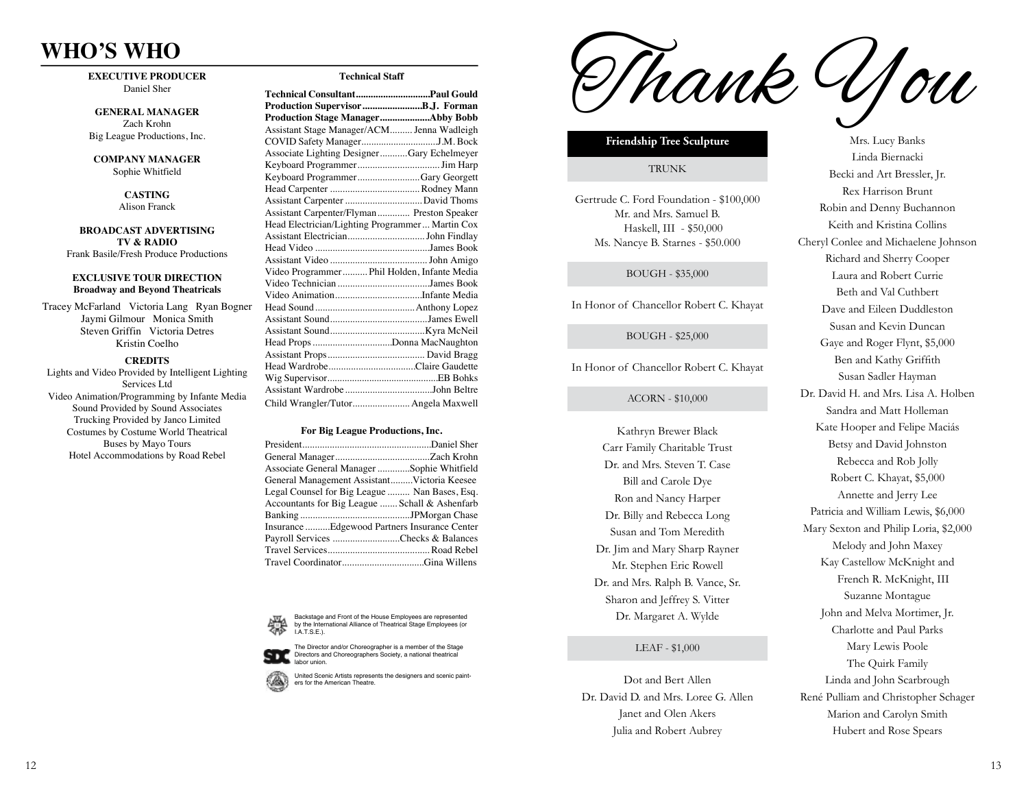# WHO'S WHO

**EXECUTIVE PRODUCER**
Daniel Sher

**GENERAL MANAGER**
Zach Krohn
Big League Productions, Inc.

**COMPANY MANAGER**
Sophie Whitfield

**CASTING**
Alison Franck

**BROADCAST ADVERTISING TV & RADIO**
Frank Basile/Fresh Produce Productions

**EXCLUSIVE TOUR DIRECTION**
**Broadway and Beyond Theatricals**

Tracey McFarland   Victoria Lang   Ryan Bogner
Jaymi Gilmour   Monica Smith
Steven Griffin   Victoria Detres
Kristin Coelho

**CREDITS**
Lights and Video Provided by Intelligent Lighting Services Ltd
Video Animation/Programming by Infante Media
Sound Provided by Sound Associates
Trucking Provided by Janco Limited
Costumes by Costume World Theatrical
Buses by Mayo Tours
Hotel Accommodations by Road Rebel

**Technical Staff**

**Technical Consultant.............................Paul Gould**
**Production Supervisor.......................B.J. Forman**
**Production Stage Manager...................Abby Bobb**
Assistant Stage Manager/ACM......... Jenna Wadleigh
COVID Safety Manager..............................J.M. Bock
Associate Lighting Designer...........Gary Echelmeyer
Keyboard Programmer................................. Jim Harp
Keyboard Programmer.........................Gary Georgett
Head Carpenter .................................... Rodney Mann
Assistant Carpenter ............................... David Thoms
Assistant Carpenter/Flyman............. Preston Speaker
Head Electrician/Lighting Programmer... Martin Cox
Assistant Electrician............................... John Findlay
Head Video .............................................James Book
Assistant Video ...................................... John Amigo
Video Programmer.......... Phil Holden, Infante Media
Video Technician ....................................James Book
Video Animation..................................Infante Media
Head Sound........................................Anthony Lopez
Assistant Sound.......................................James Ewell
Assistant Sound......................................Kyra McNeil
Head Props ................................Donna MacNaughton
Assistant Props...................................... David Bragg
Head Wardrobe..................................Claire Gaudette
Wig Supervisor............................................EB Bohks
Assistant Wardrobe..................................John Beltre
Child Wrangler/Tutor....................... Angela Maxwell

**For Big League Productions, Inc.**

President...................................................Daniel Sher
General Manager.....................................Zach Krohn
Associate General Manager ............Sophie Whitfield
General Management Assistant.........Victoria Keesee
Legal Counsel for Big League ......... Nan Bases, Esq.
Accountants for Big League ....... Schall & Ashenfarb
Banking ...........................................JPMorgan Chase
Insurance ..........Edgewood Partners Insurance Center
Payroll Services ..........................Checks & Balances
Travel Services......................................... Road Rebel
Travel Coordinator................................Gina Willens

Backstage and Front of the House Employees are represented by the International Alliance of Theatrical Stage Employees (or I.A.T.S.E.).

The Director and/or Choreographer is a member of the Stage Directors and Choreographers Society, a national theatrical labor union.

United Scenic Artists represents the designers and scenic painters for the American Theatre.

# Thank You

## Friendship Tree Sculpture

### TRUNK

Gertrude C. Ford Foundation - $100,000
Mr. and Mrs. Samuel B. Haskell, III - $50,000
Ms. Nancye B. Starnes - $50.000

### BOUGH - $35,000

In Honor of Chancellor Robert C. Khayat

### BOUGH - $25,000

In Honor of Chancellor Robert C. Khayat

### ACORN - $10,000

Kathryn Brewer Black
Carr Family Charitable Trust
Dr. and Mrs. Steven T. Case
Bill and Carole Dye
Ron and Nancy Harper
Dr. Billy and Rebecca Long
Susan and Tom Meredith
Dr. Jim and Mary Sharp Rayner
Mr. Stephen Eric Rowell
Dr. and Mrs. Ralph B. Vance, Sr.
Sharon and Jeffrey S. Vitter
Dr. Margaret A. Wylde

### LEAF - $1,000

Dot and Bert Allen
Dr. David D. and Mrs. Loree G. Allen
Janet and Olen Akers
Julia and Robert Aubrey
Mrs. Lucy Banks
Linda Biernacki
Becki and Art Bressler, Jr.
Rex Harrison Brunt
Robin and Denny Buchannon
Keith and Kristina Collins
Cheryl Conlee and Michaelene Johnson
Richard and Sherry Cooper
Laura and Robert Currie
Beth and Val Cuthbert
Dave and Eileen Duddleston
Susan and Kevin Duncan
Gaye and Roger Flynt, $5,000
Ben and Kathy Griffith
Susan Sadler Hayman
Dr. David H. and Mrs. Lisa A. Holben
Sandra and Matt Holleman
Kate Hooper and Felipe Maciás
Betsy and David Johnston
Rebecca and Rob Jolly
Robert C. Khayat, $5,000
Annette and Jerry Lee
Patricia and William Lewis, $6,000
Mary Sexton and Philip Loria, $2,000
Melody and John Maxey
Kay Castellow McKnight and French R. McKnight, III
Suzanne Montague
John and Melva Mortimer, Jr.
Charlotte and Paul Parks
Mary Lewis Poole
The Quirk Family
Linda and John Scarbrough
René Pulliam and Christopher Schager
Marion and Carolyn Smith
Hubert and Rose Spears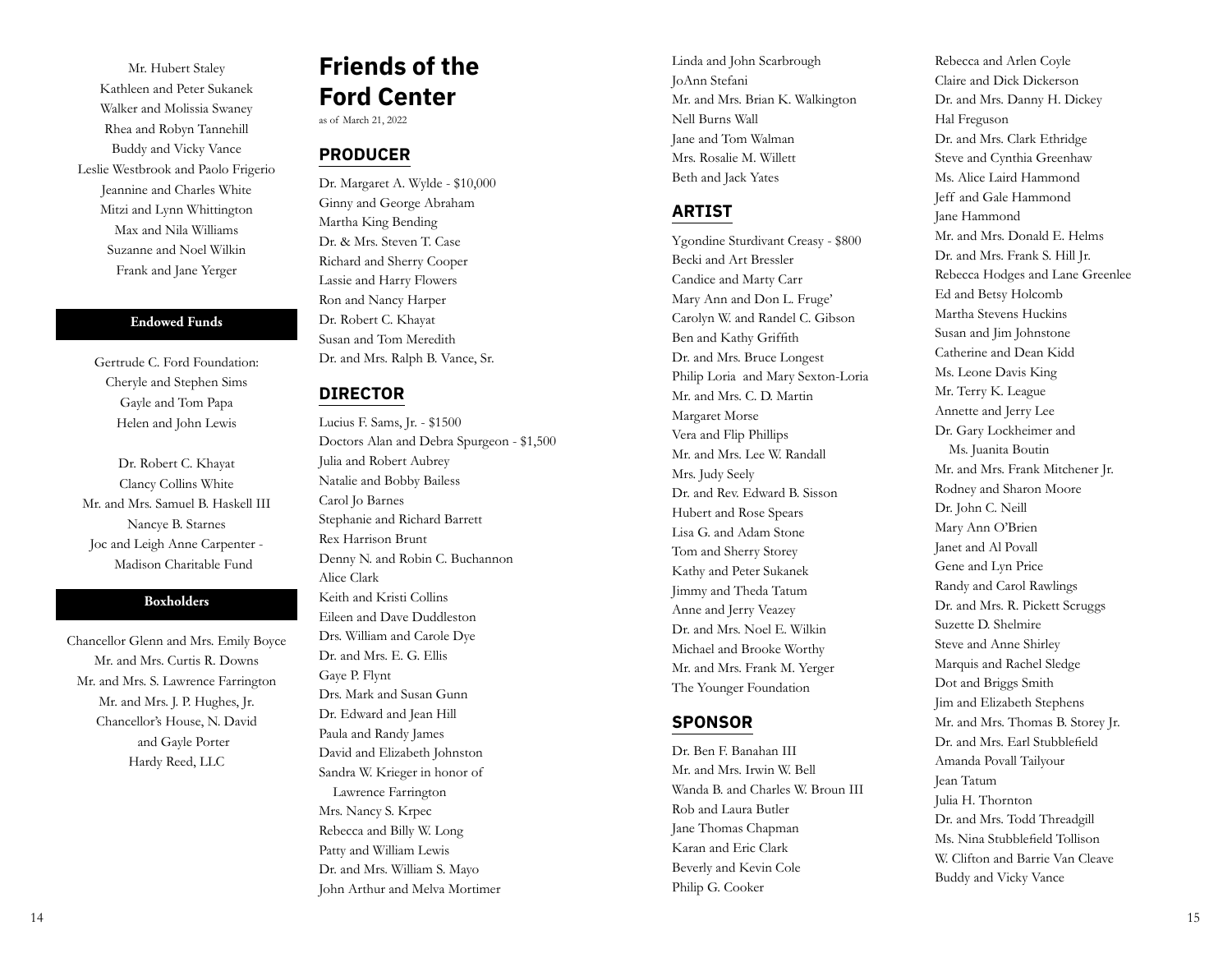Mr. Hubert Staley
Kathleen and Peter Sukanek
Walker and Molissia Swaney
Rhea and Robyn Tannehill
Buddy and Vicky Vance
Leslie Westbrook and Paolo Frigerio
Jeannine and Charles White
Mitzi and Lynn Whittington
Max and Nila Williams
Suzanne and Noel Wilkin
Frank and Jane Yerger

### Endowed Funds

Gertrude C. Ford Foundation:
Cheryle and Stephen Sims
Gayle and Tom Papa
Helen and John Lewis

Dr. Robert C. Khayat
Clancy Collins White
Mr. and Mrs. Samuel B. Haskell III
Nancye B. Starnes
Joc and Leigh Anne Carpenter - Madison Charitable Fund

### Boxholders

Chancellor Glenn and Mrs. Emily Boyce
Mr. and Mrs. Curtis R. Downs
Mr. and Mrs. S. Lawrence Farrington
Mr. and Mrs. J. P. Hughes, Jr.
Chancellor's House, N. David and Gayle Porter
Hardy Reed, LLC

# Friends of the Ford Center

as of March 21, 2022

## PRODUCER

Dr. Margaret A. Wylde - $10,000
Ginny and George Abraham
Martha King Bending
Dr. & Mrs. Steven T. Case
Richard and Sherry Cooper
Lassie and Harry Flowers
Ron and Nancy Harper
Dr. Robert C. Khayat
Susan and Tom Meredith
Dr. and Mrs. Ralph B. Vance, Sr.

## DIRECTOR

Lucius F. Sams, Jr. - $1500
Doctors Alan and Debra Spurgeon - $1,500
Julia and Robert Aubrey
Natalie and Bobby Bailess
Carol Jo Barnes
Stephanie and Richard Barrett
Rex Harrison Brunt
Denny N. and Robin C. Buchannon
Alice Clark
Keith and Kristi Collins
Eileen and Dave Duddleston
Drs. William and Carole Dye
Dr. and Mrs. E. G. Ellis
Gaye P. Flynt
Drs. Mark and Susan Gunn
Dr. Edward and Jean Hill
Paula and Randy James
David and Elizabeth Johnston
Sandra W. Krieger in honor of Lawrence Farrington
Mrs. Nancy S. Krpec
Rebecca and Billy W. Long
Patty and William Lewis
Dr. and Mrs. William S. Mayo
John Arthur and Melva Mortimer
Linda and John Scarbrough
JoAnn Stefani
Mr. and Mrs. Brian K. Walkington
Nell Burns Wall
Jane and Tom Walman
Mrs. Rosalie M. Willett
Beth and Jack Yates

## ARTIST

Ygondine Sturdivant Creasy - $800
Becki and Art Bressler
Candice and Marty Carr
Mary Ann and Don L. Fruge'
Carolyn W. and Randel C. Gibson
Ben and Kathy Griffith
Dr. and Mrs. Bruce Longest
Philip Loria and Mary Sexton-Loria
Mr. and Mrs. C. D. Martin
Margaret Morse
Vera and Flip Phillips
Mr. and Mrs. Lee W. Randall
Mrs. Judy Seely
Dr. and Rev. Edward B. Sisson
Hubert and Rose Spears
Lisa G. and Adam Stone
Tom and Sherry Storey
Kathy and Peter Sukanek
Jimmy and Theda Tatum
Anne and Jerry Veazey
Dr. and Mrs. Noel E. Wilkin
Michael and Brooke Worthy
Mr. and Mrs. Frank M. Yerger
The Younger Foundation

## SPONSOR

Dr. Ben F. Banahan III
Mr. and Mrs. Irwin W. Bell
Wanda B. and Charles W. Broun III
Rob and Laura Butler
Jane Thomas Chapman
Karan and Eric Clark
Beverly and Kevin Cole
Philip G. Cooker
Rebecca and Arlen Coyle
Claire and Dick Dickerson
Dr. and Mrs. Danny H. Dickey
Hal Freguson
Dr. and Mrs. Clark Ethridge
Steve and Cynthia Greenhaw
Ms. Alice Laird Hammond
Jeff and Gale Hammond
Jane Hammond
Mr. and Mrs. Donald E. Helms
Dr. and Mrs. Frank S. Hill Jr.
Rebecca Hodges and Lane Greenlee
Ed and Betsy Holcomb
Martha Stevens Huckins
Susan and Jim Johnstone
Catherine and Dean Kidd
Ms. Leone Davis King
Mr. Terry K. League
Annette and Jerry Lee
Dr. Gary Lockheimer and Ms. Juanita Boutin
Mr. and Mrs. Frank Mitchener Jr.
Rodney and Sharon Moore
Dr. John C. Neill
Mary Ann O'Brien
Janet and Al Povall
Gene and Lyn Price
Randy and Carol Rawlings
Dr. and Mrs. R. Pickett Scruggs
Suzette D. Shelmire
Steve and Anne Shirley
Marquis and Rachel Sledge
Dot and Briggs Smith
Jim and Elizabeth Stephens
Mr. and Mrs. Thomas B. Storey Jr.
Dr. and Mrs. Earl Stubblefield
Amanda Povall Tailyour
Jean Tatum
Julia H. Thornton
Dr. and Mrs. Todd Threadgill
Ms. Nina Stubblefield Tollison
W. Clifton and Barrie Van Cleave
Buddy and Vicky Vance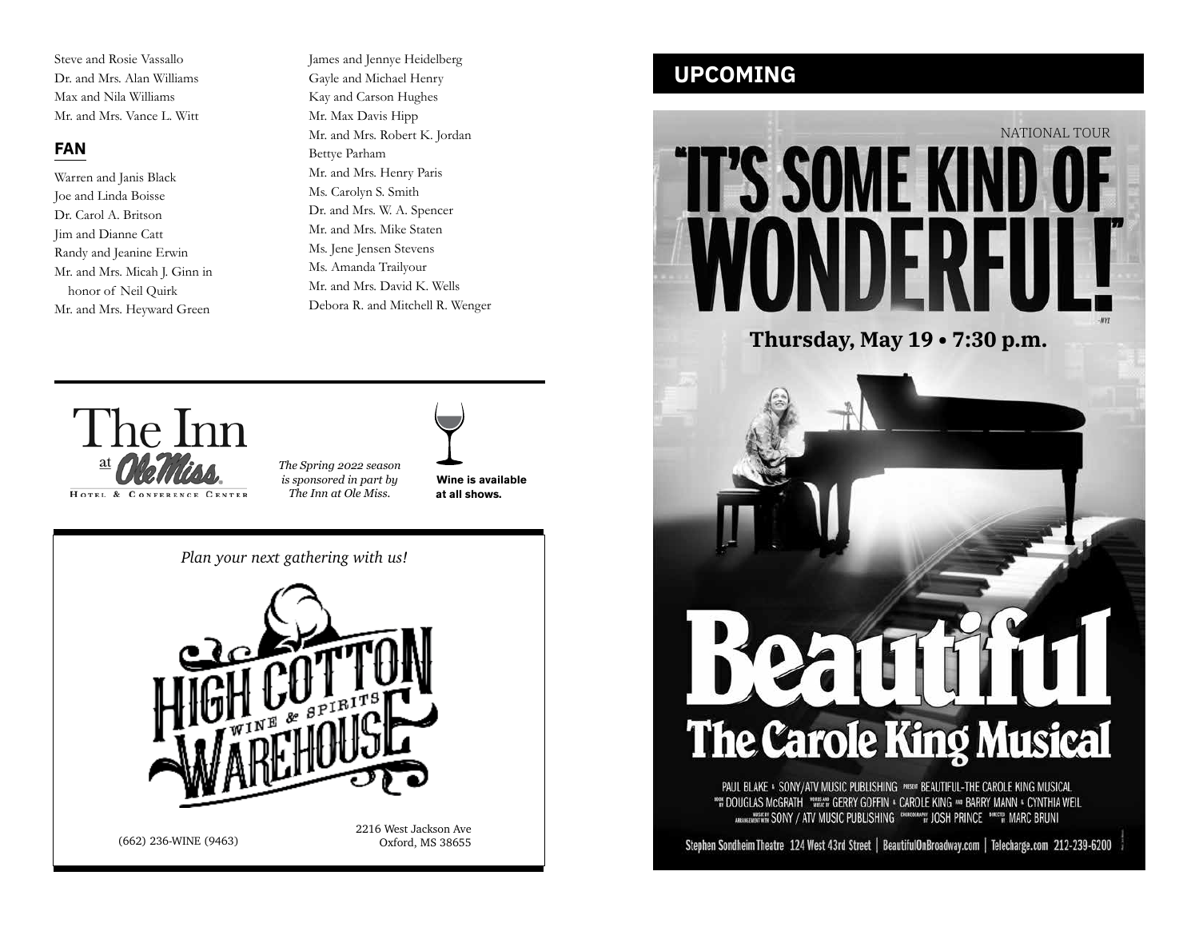Steve and Rosie Vassallo
Dr. and Mrs. Alan Williams
Max and Nila Williams
Mr. and Mrs. Vance L. Witt

## FAN

Warren and Janis Black
Joe and Linda Boisse
Dr. Carol A. Britson
Jim and Dianne Catt
Randy and Jeanine Erwin
Mr. and Mrs. Micah J. Ginn in honor of Neil Quirk
Mr. and Mrs. Heyward Green
James and Jennye Heidelberg
Gayle and Michael Henry
Kay and Carson Hughes
Mr. Max Davis Hipp
Mr. and Mrs. Robert K. Jordan
Bettye Parham
Mr. and Mrs. Henry Paris
Ms. Carolyn S. Smith
Dr. and Mrs. W. A. Spencer
Mr. and Mrs. Mike Staten
Ms. Jene Jensen Stevens
Ms. Amanda Trailyour
Mr. and Mrs. David K. Wells
Debora R. and Mitchell R. Wenger

The Inn at Ole Miss
HOTEL & CONFERENCE CENTER

*The Spring 2022 season is sponsored in part by The Inn at Ole Miss.*

**Wine is available at all shows.**

*Plan your next gathering with us!*

HIGH COTTON WINE & SPIRITS WAREHOUSE

(662) 236-WINE (9463)

2216 West Jackson Ave
Oxford, MS 38655

## UPCOMING

NATIONAL TOUR

"IT'S SOME KIND OF WONDERFUL!" -NYT

**Thursday, May 19 • 7:30 p.m.**

# Beautiful
## The Carole King Musical

PAUL BLAKE & SONY/ATV MUSIC PUBLISHING PRESENT BEAUTIFUL-THE CAROLE KING MUSICAL
BOOK BY DOUGLAS McGRATH WORDS AND MUSIC BY GERRY GOFFIN & CAROLE KING AND BARRY MANN & CYNTHIA WEIL
MUSIC BY ARRANGEMENT WITH SONY / ATV MUSIC PUBLISHING CHOREOGRAPHY BY JOSH PRINCE DIRECTED BY MARC BRUNI

Stephen Sondheim Theatre 124 West 43rd Street | BeautifulOnBroadway.com | Telecharge.com 212-239-6200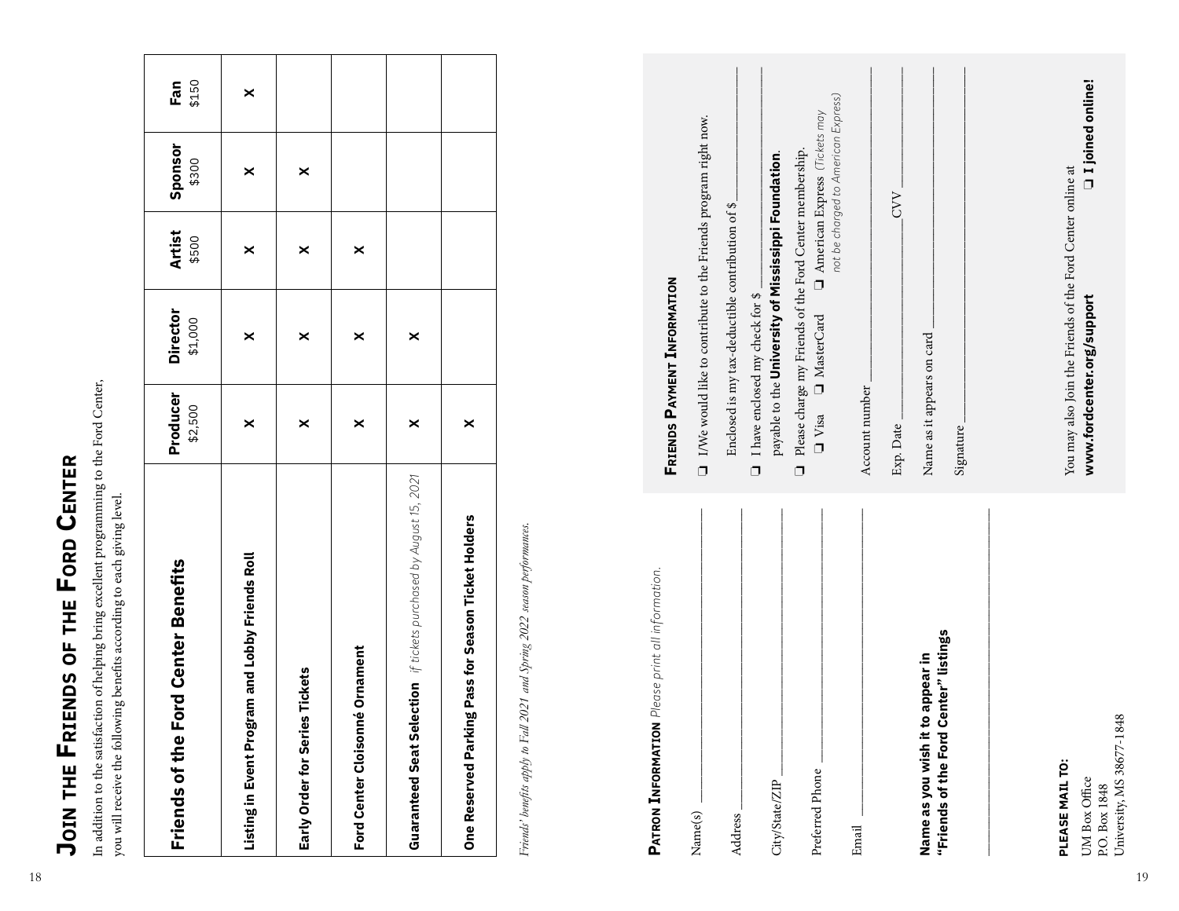# Join the Friends of the Ford Center

In addition to the satisfaction of helping bring excellent programming to the Ford Center, you will receive the following benefits according to each giving level.

| Friends of the Ford Center Benefits | Producer $2,500 | Director $1,000 | Artist $500 | Sponsor $300 | Fan $150 |
|---|---|---|---|---|---|
| Listing in Event Program and Lobby Friends Roll | × | × | × | × | × |
| Early Order for Series Tickets | × | × | × | × | |
| Ford Center Cloisonné Ornament | × | × | × | | |
| Guaranteed Seat Selection *if tickets purchased by August 15, 2021* | × | × | | | |
| One Reserved Parking Pass for Season Ticket Holders | × | | | | |

*Friends' benefits apply to Fall 2021 and Spring 2022 season performances.*

## Patron Information *Please print all information.*

Name(s) ______________________

Address ______________________

City/State/ZIP ______________________

Preferred Phone ______________________

Email ______________________

**Name as you wish it to appear in "Friends of the Ford Center" listings**

______________________

**PLEASE MAIL TO:**
UM Box Office
P.O. Box 1848
University, MS 38677-1848

## Friends Payment Information

❑ I/We would like to contribute to the Friends program right now.

Enclosed is my tax-deductible contribution of $ ______________________

❑ I have enclosed my check for $ ______________________ payable to the **University of Mississippi Foundation**.

❑ Please charge my Friends of the Ford Center membership.
❑ Visa ❑ MasterCard ❑ American Express *(Tickets may not be charged to American Express)*

Account number ______________________

Exp. Date ______________________ CVV ______________________

Name as it appears on card ______________________

Signature ______________________

You may also Join the Friends of the Ford Center online at **www.fordcenter.org/support** **❑ I joined online!**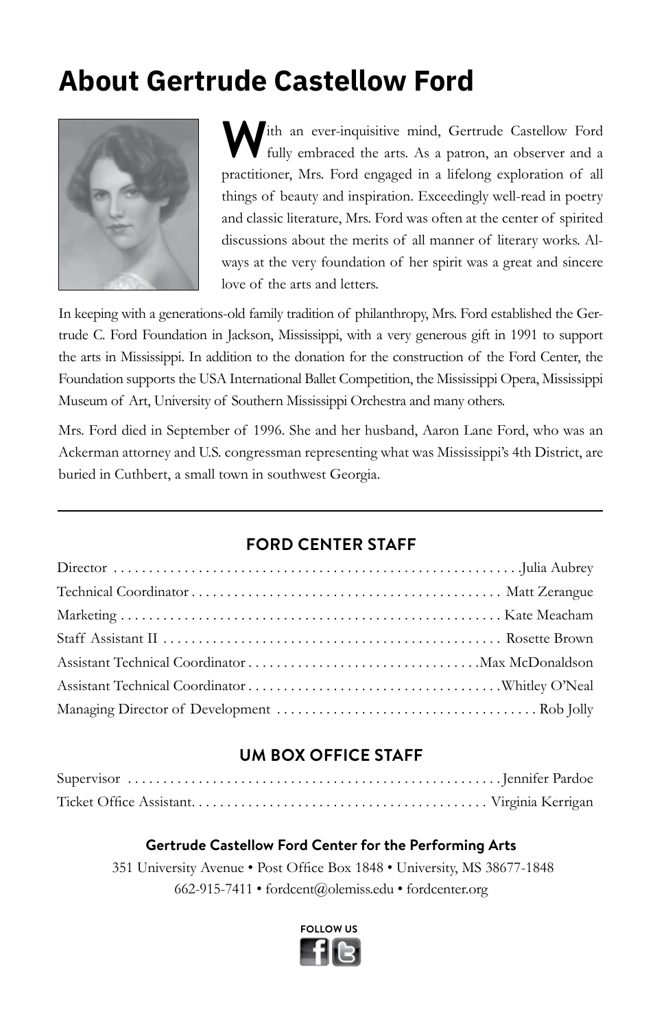# About Gertrude Castellow Ford

With an ever-inquisitive mind, Gertrude Castellow Ford fully embraced the arts. As a patron, an observer and a practitioner, Mrs. Ford engaged in a lifelong exploration of all things of beauty and inspiration. Exceedingly well-read in poetry and classic literature, Mrs. Ford was often at the center of spirited discussions about the merits of all manner of literary works. Always at the very foundation of her spirit was a great and sincere love of the arts and letters.

In keeping with a generations-old family tradition of philanthropy, Mrs. Ford established the Gertrude C. Ford Foundation in Jackson, Mississippi, with a very generous gift in 1991 to support the arts in Mississippi. In addition to the donation for the construction of the Ford Center, the Foundation supports the USA International Ballet Competition, the Mississippi Opera, Mississippi Museum of Art, University of Southern Mississippi Orchestra and many others.

Mrs. Ford died in September of 1996. She and her husband, Aaron Lane Ford, who was an Ackerman attorney and U.S. congressman representing what was Mississippi's 4th District, are buried in Cuthbert, a small town in southwest Georgia.

---

## FORD CENTER STAFF

Director . . . . . . . . . . Julia Aubrey
Technical Coordinator . . . . . . . . . . Matt Zerangue
Marketing . . . . . . . . . . Kate Meacham
Staff Assistant II . . . . . . . . . . Rosette Brown
Assistant Technical Coordinator . . . . . . . . . . Max McDonaldson
Assistant Technical Coordinator . . . . . . . . . . Whitley O'Neal
Managing Director of Development . . . . . . . . . . Rob Jolly

## UM BOX OFFICE STAFF

Supervisor . . . . . . . . . . Jennifer Pardoe
Ticket Office Assistant. . . . . . . . . . . Virginia Kerrigan

**Gertrude Castellow Ford Center for the Performing Arts**
351 University Avenue • Post Office Box 1848 • University, MS 38677-1848
662-915-7411 • fordcent@olemiss.edu • fordcenter.org

FOLLOW US